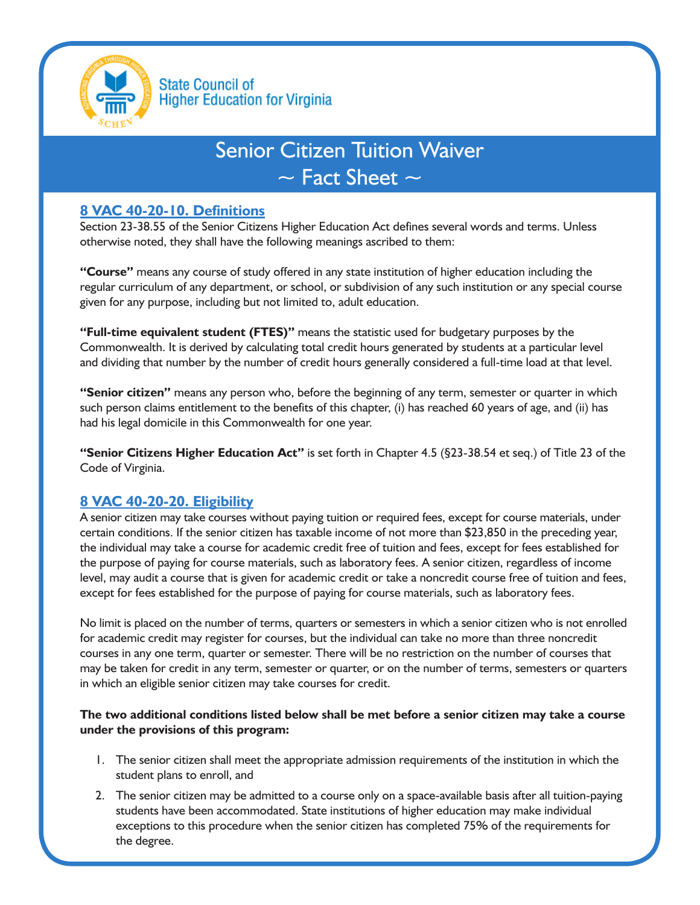State Council of Higher Education for Virginia

# Senior Citizen Tuition Waiver ~ Fact Sheet ~

## 8 VAC 40-20-10. Definitions

Section 23-38.55 of the Senior Citizens Higher Education Act defines several words and terms. Unless otherwise noted, they shall have the following meanings ascribed to them:

**"Course"** means any course of study offered in any state institution of higher education including the regular curriculum of any department, or school, or subdivision of any such institution or any special course given for any purpose, including but not limited to, adult education.

**"Full-time equivalent student (FTES)"** means the statistic used for budgetary purposes by the Commonwealth. It is derived by calculating total credit hours generated by students at a particular level and dividing that number by the number of credit hours generally considered a full-time load at that level.

**"Senior citizen"** means any person who, before the beginning of any term, semester or quarter in which such person claims entitlement to the benefits of this chapter, (i) has reached 60 years of age, and (ii) has had his legal domicile in this Commonwealth for one year.

**"Senior Citizens Higher Education Act"** is set forth in Chapter 4.5 (§23-38.54 et seq.) of Title 23 of the Code of Virginia.

## 8 VAC 40-20-20. Eligibility

A senior citizen may take courses without paying tuition or required fees, except for course materials, under certain conditions. If the senior citizen has taxable income of not more than $23,850 in the preceding year, the individual may take a course for academic credit free of tuition and fees, except for fees established for the purpose of paying for course materials, such as laboratory fees. A senior citizen, regardless of income level, may audit a course that is given for academic credit or take a noncredit course free of tuition and fees, except for fees established for the purpose of paying for course materials, such as laboratory fees.

No limit is placed on the number of terms, quarters or semesters in which a senior citizen who is not enrolled for academic credit may register for courses, but the individual can take no more than three noncredit courses in any one term, quarter or semester. There will be no restriction on the number of courses that may be taken for credit in any term, semester or quarter, or on the number of terms, semesters or quarters in which an eligible senior citizen may take courses for credit.

**The two additional conditions listed below shall be met before a senior citizen may take a course under the provisions of this program:**

1. The senior citizen shall meet the appropriate admission requirements of the institution in which the student plans to enroll, and
2. The senior citizen may be admitted to a course only on a space-available basis after all tuition-paying students have been accommodated. State institutions of higher education may make individual exceptions to this procedure when the senior citizen has completed 75% of the requirements for the degree.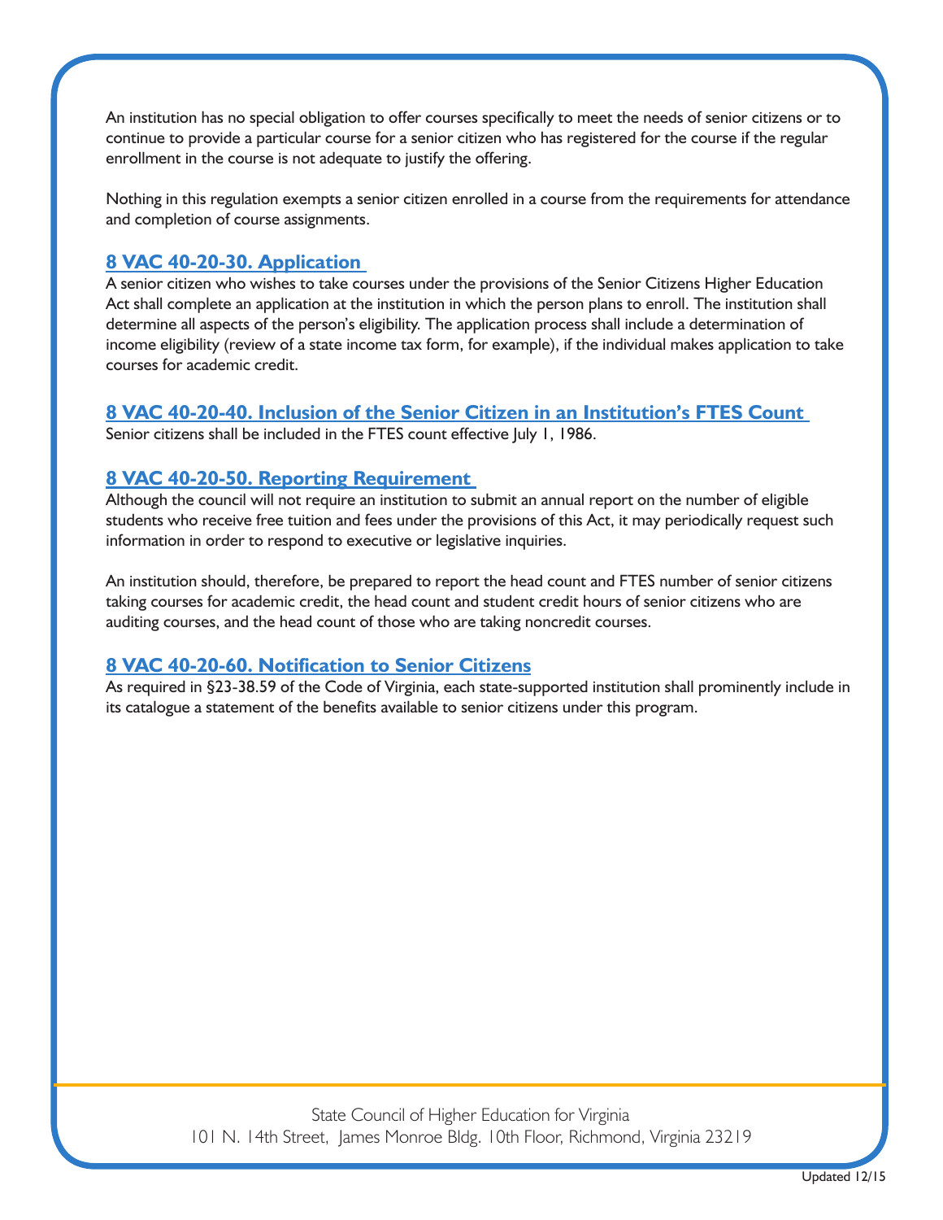An institution has no special obligation to offer courses specifically to meet the needs of senior citizens or to continue to provide a particular course for a senior citizen who has registered for the course if the regular enrollment in the course is not adequate to justify the offering.

Nothing in this regulation exempts a senior citizen enrolled in a course from the requirements for attendance and completion of course assignments.

## 8 VAC 40-20-30. Application

A senior citizen who wishes to take courses under the provisions of the Senior Citizens Higher Education Act shall complete an application at the institution in which the person plans to enroll. The institution shall determine all aspects of the person's eligibility. The application process shall include a determination of income eligibility (review of a state income tax form, for example), if the individual makes application to take courses for academic credit.

## 8 VAC 40-20-40. Inclusion of the Senior Citizen in an Institution's FTES Count

Senior citizens shall be included in the FTES count effective July 1, 1986.

## 8 VAC 40-20-50. Reporting Requirement

Although the council will not require an institution to submit an annual report on the number of eligible students who receive free tuition and fees under the provisions of this Act, it may periodically request such information in order to respond to executive or legislative inquiries.

An institution should, therefore, be prepared to report the head count and FTES number of senior citizens taking courses for academic credit, the head count and student credit hours of senior citizens who are auditing courses, and the head count of those who are taking noncredit courses.

## 8 VAC 40-20-60. Notification to Senior Citizens

As required in §23-38.59 of the Code of Virginia, each state-supported institution shall prominently include in its catalogue a statement of the benefits available to senior citizens under this program.

State Council of Higher Education for Virginia
101 N. 14th Street, James Monroe Bldg. 10th Floor, Richmond, Virginia 23219

Updated 12/15